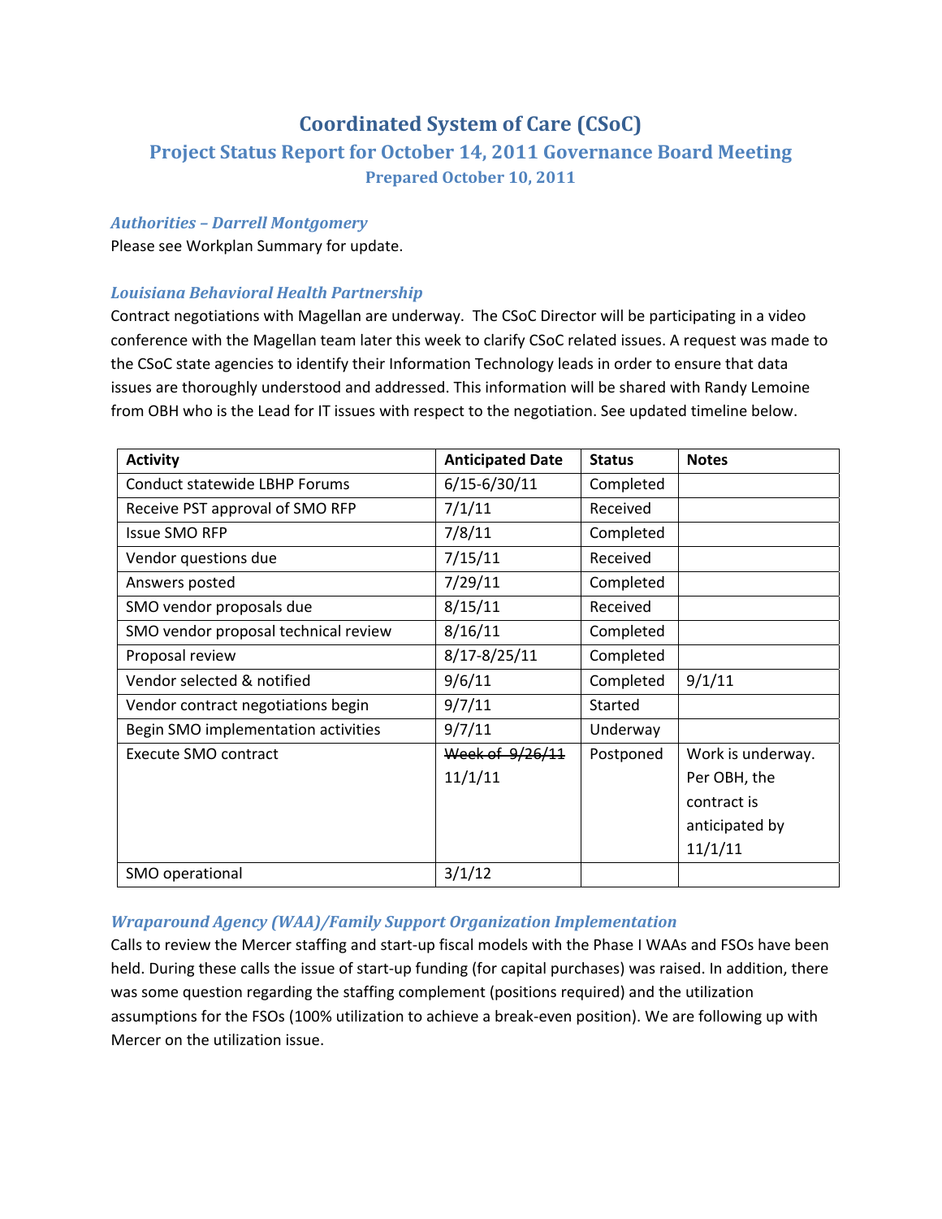# Coordinated System of Care (CSoC)

## Project Status Report for October 14, 2011 Governance Board Meeting

### Prepared October 10, 2011

### *Authorities – Darrell Montgomery*

Please see Workplan Summary for update.

### *Louisiana Behavioral Health Partnership*

Contract negotiations with Magellan are underway. The CSoC Director will be participating in a video conference with the Magellan team later this week to clarify CSoC related issues. A request was made to the CSoC state agencies to identify their Information Technology leads in order to ensure that data issues are thoroughly understood and addressed. This information will be shared with Randy Lemoine from OBH who is the Lead for IT issues with respect to the negotiation. See updated timeline below.

| Activity | Anticipated Date | Status | Notes |
|---|---|---|---|
| Conduct statewide LBHP Forums | 6/15-6/30/11 | Completed | |
| Receive PST approval of SMO RFP | 7/1/11 | Received | |
| Issue SMO RFP | 7/8/11 | Completed | |
| Vendor questions due | 7/15/11 | Received | |
| Answers posted | 7/29/11 | Completed | |
| SMO vendor proposals due | 8/15/11 | Received | |
| SMO vendor proposal technical review | 8/16/11 | Completed | |
| Proposal review | 8/17-8/25/11 | Completed | |
| Vendor selected & notified | 9/6/11 | Completed | 9/1/11 |
| Vendor contract negotiations begin | 9/7/11 | Started | |
| Begin SMO implementation activities | 9/7/11 | Underway | |
| Execute SMO contract | ~~Week of 9/26/11~~ 11/1/11 | Postponed | Work is underway. Per OBH, the contract is anticipated by 11/1/11 |
| SMO operational | 3/1/12 | | |

### *Wraparound Agency (WAA)/Family Support Organization Implementation*

Calls to review the Mercer staffing and start-up fiscal models with the Phase I WAAs and FSOs have been held. During these calls the issue of start-up funding (for capital purchases) was raised. In addition, there was some question regarding the staffing complement (positions required) and the utilization assumptions for the FSOs (100% utilization to achieve a break-even position). We are following up with Mercer on the utilization issue.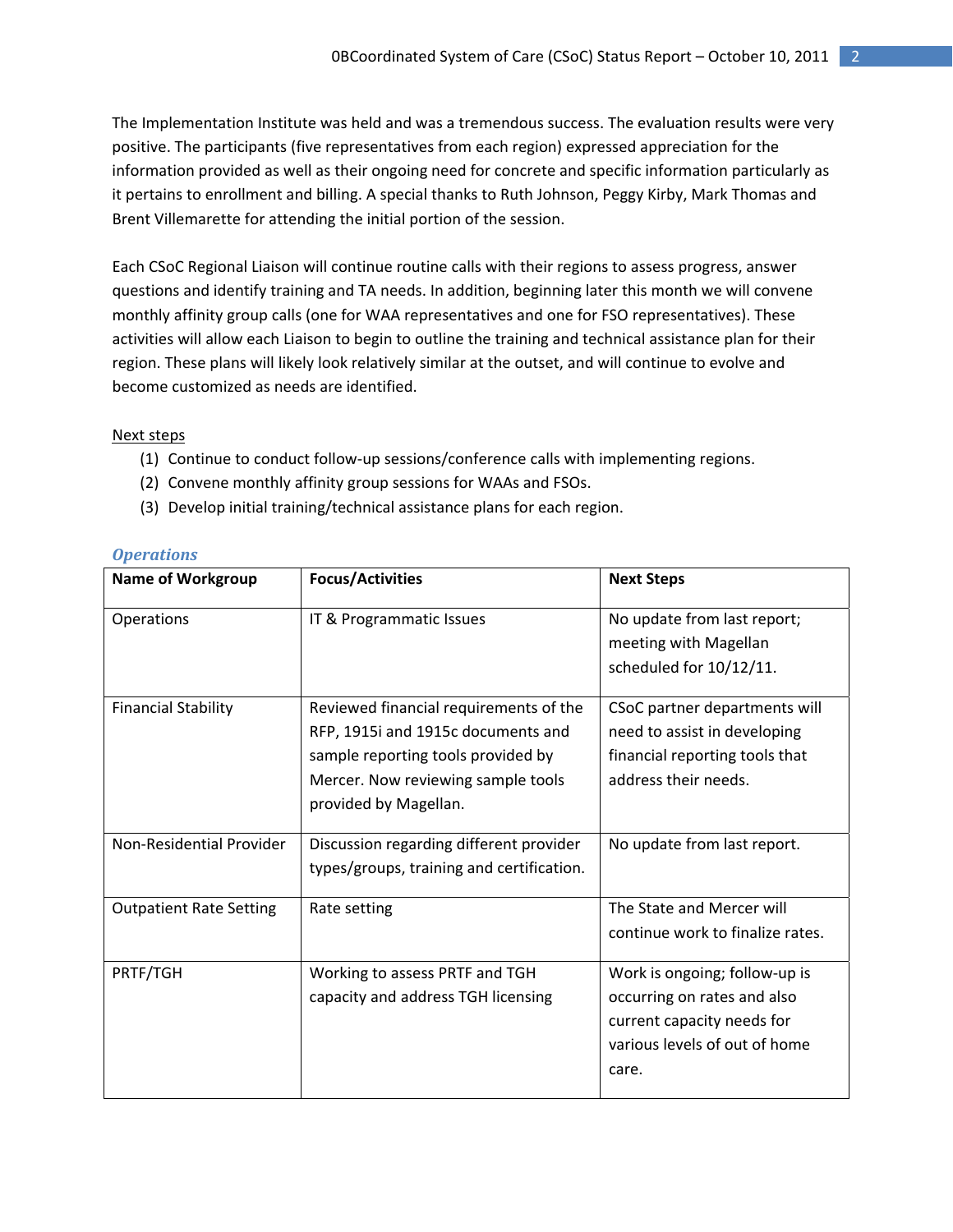The Implementation Institute was held and was a tremendous success. The evaluation results were very positive. The participants (five representatives from each region) expressed appreciation for the information provided as well as their ongoing need for concrete and specific information particularly as it pertains to enrollment and billing. A special thanks to Ruth Johnson, Peggy Kirby, Mark Thomas and Brent Villemarette for attending the initial portion of the session.

Each CSoC Regional Liaison will continue routine calls with their regions to assess progress, answer questions and identify training and TA needs. In addition, beginning later this month we will convene monthly affinity group calls (one for WAA representatives and one for FSO representatives). These activities will allow each Liaison to begin to outline the training and technical assistance plan for their region. These plans will likely look relatively similar at the outset, and will continue to evolve and become customized as needs are identified.

Next steps

(1) Continue to conduct follow-up sessions/conference calls with implementing regions.
(2) Convene monthly affinity group sessions for WAAs and FSOs.
(3) Develop initial training/technical assistance plans for each region.

### *Operations*

| Name of Workgroup | Focus/Activities | Next Steps |
|---|---|---|
| Operations | IT & Programmatic Issues | No update from last report; meeting with Magellan scheduled for 10/12/11. |
| Financial Stability | Reviewed financial requirements of the RFP, 1915i and 1915c documents and sample reporting tools provided by Mercer. Now reviewing sample tools provided by Magellan. | CSoC partner departments will need to assist in developing financial reporting tools that address their needs. |
| Non-Residential Provider | Discussion regarding different provider types/groups, training and certification. | No update from last report. |
| Outpatient Rate Setting | Rate setting | The State and Mercer will continue work to finalize rates. |
| PRTF/TGH | Working to assess PRTF and TGH capacity and address TGH licensing | Work is ongoing; follow-up is occurring on rates and also current capacity needs for various levels of out of home care. |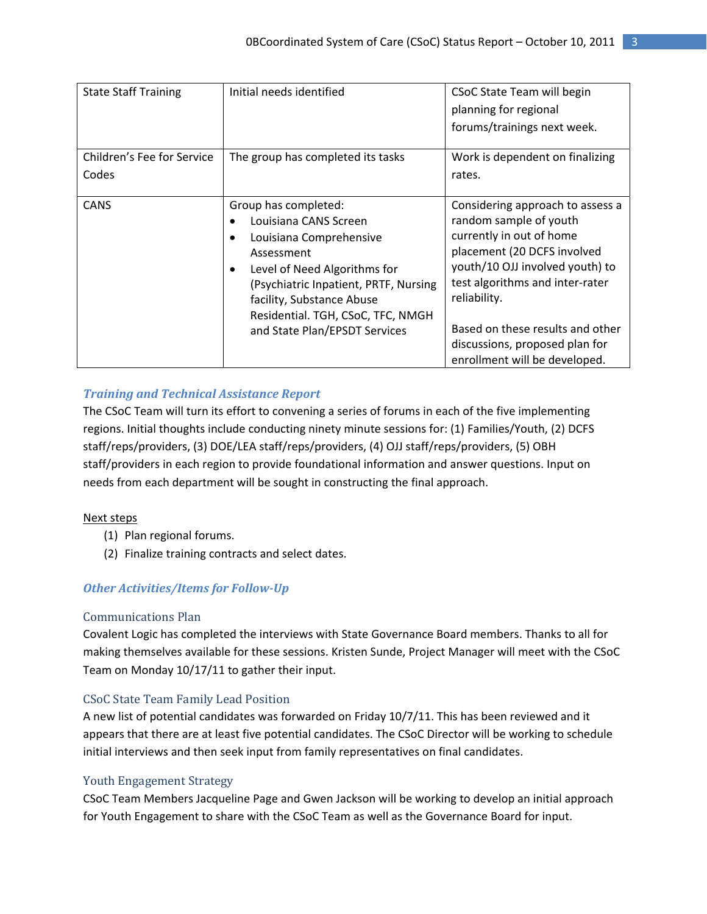| | | |
|---|---|---|
| State Staff Training | Initial needs identified | CSoC State Team will begin planning for regional forums/trainings next week. |
| Children's Fee for Service Codes | The group has completed its tasks | Work is dependent on finalizing rates. |
| CANS | Group has completed:<br>• Louisiana CANS Screen<br>• Louisiana Comprehensive Assessment<br>• Level of Need Algorithms for (Psychiatric Inpatient, PRTF, Nursing facility, Substance Abuse Residential. TGH, CSoC, TFC, NMGH and State Plan/EPSDT Services | Considering approach to assess a random sample of youth currently in out of home placement (20 DCFS involved youth/10 OJJ involved youth) to test algorithms and inter-rater reliability.<br><br>Based on these results and other discussions, proposed plan for enrollment will be developed. |

### *Training and Technical Assistance Report*

The CSoC Team will turn its effort to convening a series of forums in each of the five implementing regions. Initial thoughts include conducting ninety minute sessions for: (1) Families/Youth, (2) DCFS staff/reps/providers, (3) DOE/LEA staff/reps/providers, (4) OJJ staff/reps/providers, (5) OBH staff/providers in each region to provide foundational information and answer questions. Input on needs from each department will be sought in constructing the final approach.

Next steps

(1) Plan regional forums.
(2) Finalize training contracts and select dates.

### *Other Activities/Items for Follow-Up*

#### Communications Plan

Covalent Logic has completed the interviews with State Governance Board members. Thanks to all for making themselves available for these sessions. Kristen Sunde, Project Manager will meet with the CSoC Team on Monday 10/17/11 to gather their input.

#### CSoC State Team Family Lead Position

A new list of potential candidates was forwarded on Friday 10/7/11. This has been reviewed and it appears that there are at least five potential candidates. The CSoC Director will be working to schedule initial interviews and then seek input from family representatives on final candidates.

#### Youth Engagement Strategy

CSoC Team Members Jacqueline Page and Gwen Jackson will be working to develop an initial approach for Youth Engagement to share with the CSoC Team as well as the Governance Board for input.